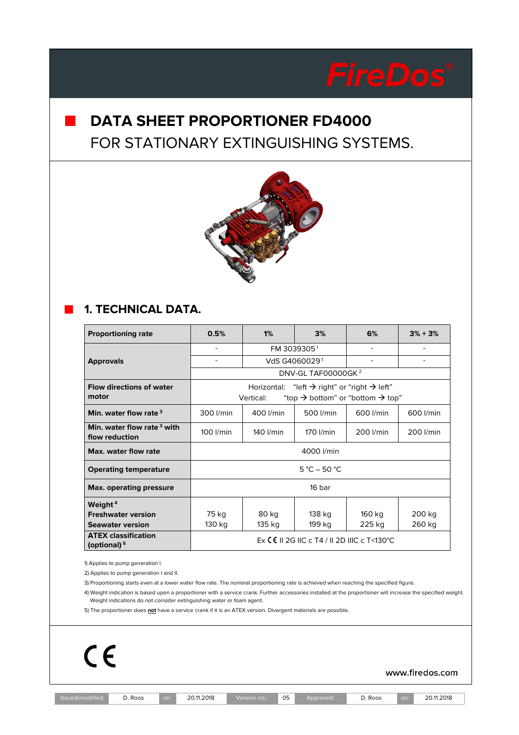FireDos®

# DATA SHEET PROPORTIONER FD4000

FOR STATIONARY EXTINGUISHING SYSTEMS.

## 1. TECHNICAL DATA.

| Proportioning rate | 0.5% | 1% | 3% | 6% | 3% + 3% |
|---|---|---|---|---|---|
| Approvals | - | FM 3039305 [1] | | - | - |
| | - | VdS G4060029 [1] | | - | - |
| | DNV-GL TAF00000GK [2] | | | | |
| Flow directions of water motor | Horizontal: "left → right" or "right → left"<br>Vertical: "top → bottom" or "bottom → top" | | | | |
| Min. water flow rate [3] | 300 l/min | 400 l/min | 500 l/min | 600 l/min | 600 l/min |
| Min. water flow rate [3] with flow reduction | 100 l/min | 140 l/min | 170 l/min | 200 l/min | 200 l/min |
| Max. water flow rate | 4000 l/min | | | | |
| Operating temperature | 5 °C – 50 °C | | | | |
| Max. operating pressure | 16 bar | | | | |
| Weight [4]<br>Freshwater version<br>Seawater version | 75 kg<br>130 kg | 80 kg<br>135 kg | 138 kg<br>199 kg | 160 kg<br>225 kg | 200 kg<br>260 kg |
| ATEX classification (optional) [5] | Ex CE II 2G IIC c T4 / II 2D IIIC c T<130°C | | | | |

1) Applies to pump generation I.

2) Applies to pump generation I and II.

3) Proportioning starts even at a lower water flow rate. The nominal proportioning rate is achieved when reaching the specified figure.

4) Weight indication is based upon a proportioner with a service crank. Further accessories installed at the proportioner will increase the specified weight. Weight indications do not consider extinguishing water or foam agent.

5) The proportioner does **not** have a service crank if it is an ATEX version. Divergent materials are possible.

CE

www.firedos.com

| Issued/modified: | D. Roos | on: | 20.11.2018 | Version no.: | 05 | Approved: | D. Roos | on: | 20.11.2018 |
|---|---|---|---|---|---|---|---|---|---|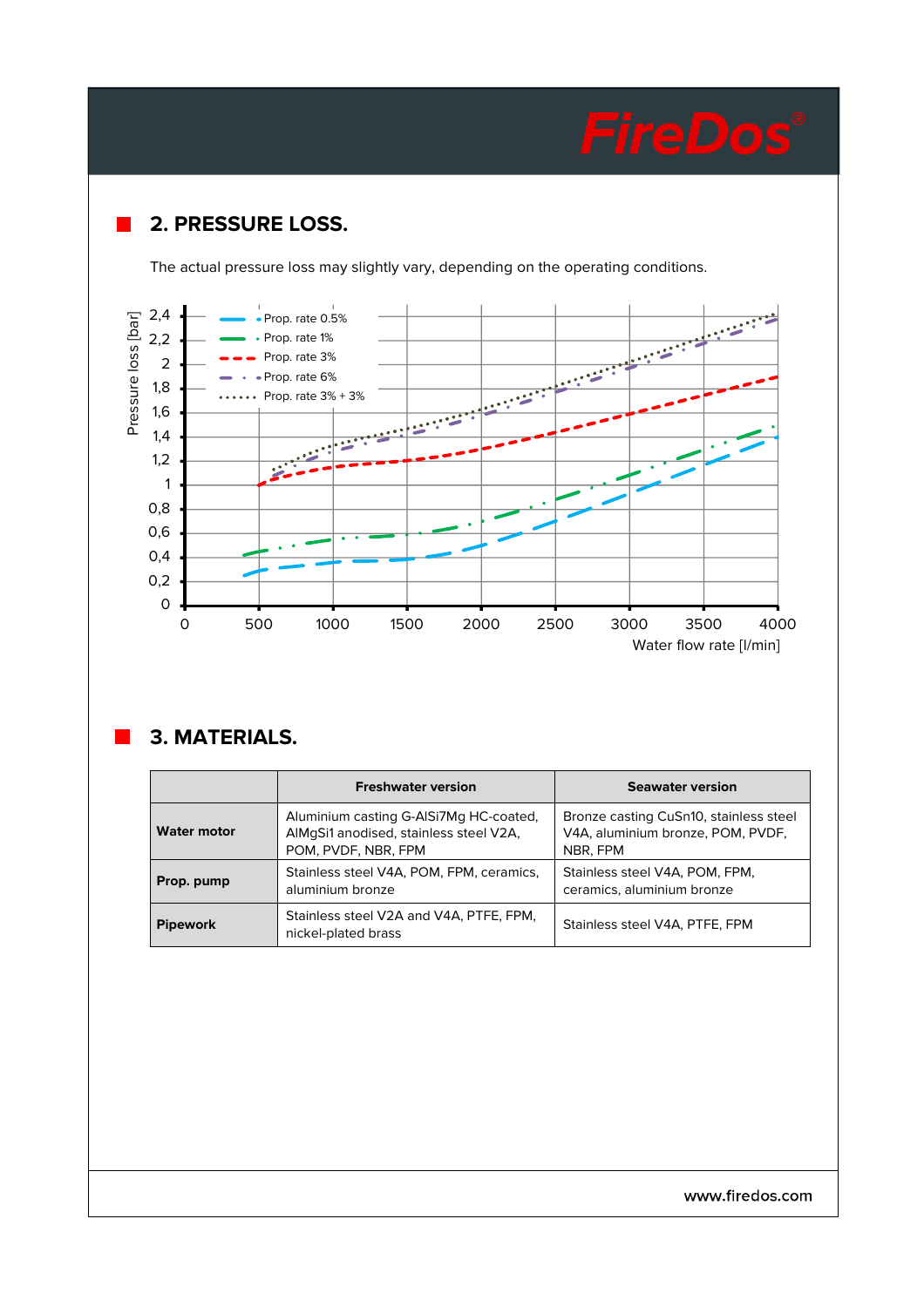## 2. PRESSURE LOSS.

The actual pressure loss may slightly vary, depending on the operating conditions.

## 3. MATERIALS.

| | Freshwater version | Seawater version |
|---|---|---|
| **Water motor** | Aluminium casting G-AlSi7Mg HC-coated, AlMgSi1 anodised, stainless steel V2A, POM, PVDF, NBR, FPM | Bronze casting CuSn10, stainless steel V4A, aluminium bronze, POM, PVDF, NBR, FPM |
| **Prop. pump** | Stainless steel V4A, POM, FPM, ceramics, aluminium bronze | Stainless steel V4A, POM, FPM, ceramics, aluminium bronze |
| **Pipework** | Stainless steel V2A and V4A, PTFE, FPM, nickel-plated brass | Stainless steel V4A, PTFE, FPM |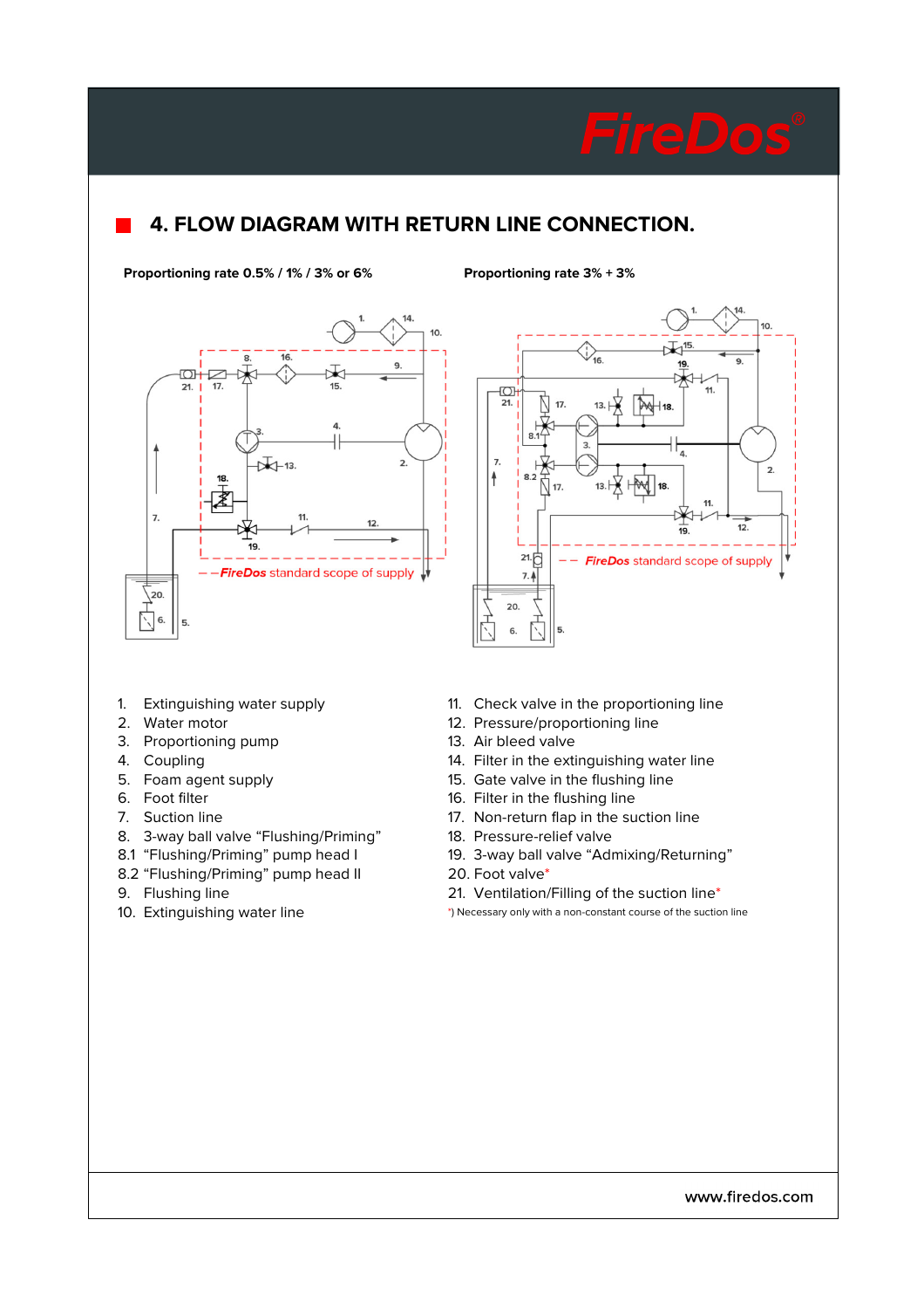## 4. FLOW DIAGRAM WITH RETURN LINE CONNECTION.

**Proportioning rate 0.5% / 1% / 3% or 6%**

**Proportioning rate 3% + 3%**

*FireDos* standard scope of supply

1. Extinguishing water supply
2. Water motor
3. Proportioning pump
4. Coupling
5. Foam agent supply
6. Foot filter
7. Suction line
8. 3-way ball valve "Flushing/Priming"
8.1 "Flushing/Priming" pump head I
8.2 "Flushing/Priming" pump head II
9. Flushing line
10. Extinguishing water line
11. Check valve in the proportioning line
12. Pressure/proportioning line
13. Air bleed valve
14. Filter in the extinguishing water line
15. Gate valve in the flushing line
16. Filter in the flushing line
17. Non-return flap in the suction line
18. Pressure-relief valve
19. 3-way ball valve "Admixing/Returning"
20. Foot valve*
21. Ventilation/Filling of the suction line*

*) Necessary only with a non-constant course of the suction line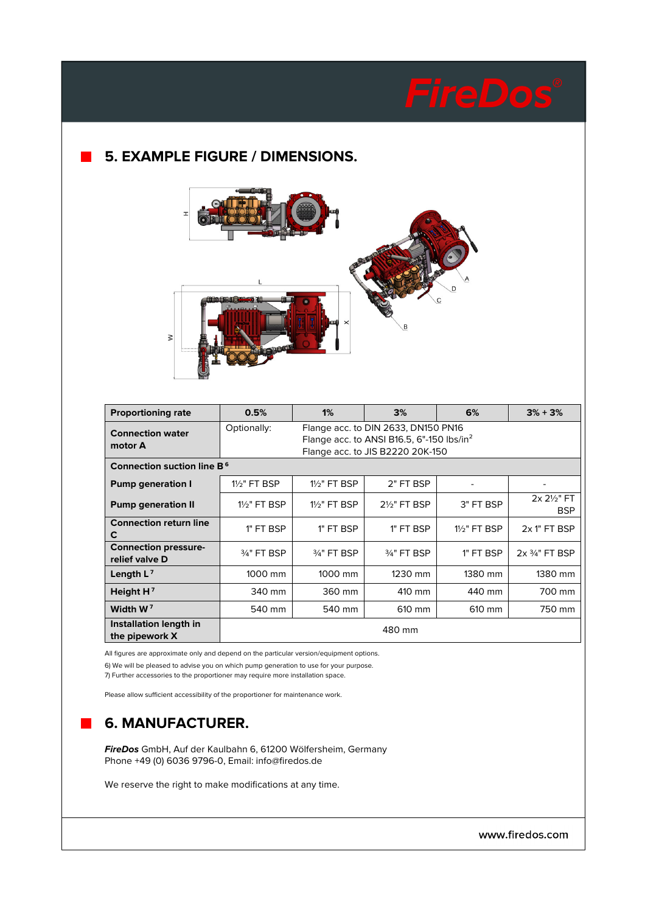## 5. EXAMPLE FIGURE / DIMENSIONS.

| Proportioning rate | 0.5% | 1% | 3% | 6% | 3% + 3% |
|---|---|---|---|---|---|
| Connection water motor A | Optionally: | Flange acc. to DIN 2633, DN150 PN16<br>Flange acc. to ANSI B16.5, 6"-150 lbs/in$^2$<br>Flange acc. to JIS B2220 20K-150 | | | |
| Connection suction line B [6] | | | | | |
| Pump generation I | 1½" FT BSP | 1½" FT BSP | 2" FT BSP | - | - |
| Pump generation II | 1½" FT BSP | 1½" FT BSP | 2½" FT BSP | 3" FT BSP | 2x 2½" FT BSP |
| Connection return line C | 1" FT BSP | 1" FT BSP | 1" FT BSP | 1½" FT BSP | 2x 1" FT BSP |
| Connection pressure-relief valve D | ¾" FT BSP | ¾" FT BSP | ¾" FT BSP | 1" FT BSP | 2x ¾" FT BSP |
| Length L [7] | 1000 mm | 1000 mm | 1230 mm | 1380 mm | 1380 mm |
| Height H [7] | 340 mm | 360 mm | 410 mm | 440 mm | 700 mm |
| Width W [7] | 540 mm | 540 mm | 610 mm | 610 mm | 750 mm |
| Installation length in the pipework X | 480 mm | | | | |

All figures are approximate only and depend on the particular version/equipment options.

6) We will be pleased to advise you on which pump generation to use for your purpose.

7) Further accessories to the proportioner may require more installation space.

Please allow sufficient accessibility of the proportioner for maintenance work.

## 6. MANUFACTURER.

***FireDos*** GmbH, Auf der Kaulbahn 6, 61200 Wölfersheim, Germany
Phone +49 (0) 6036 9796-0, Email: info@firedos.de

We reserve the right to make modifications at any time.

www.firedos.com